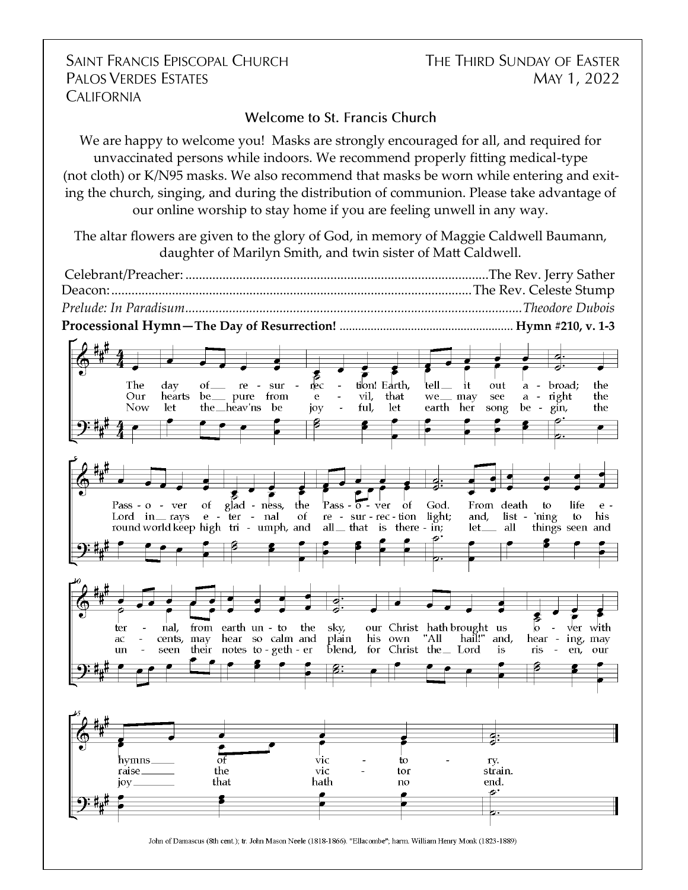SAINT FRANCIS EPISCOPAL CHURCH
PALOS VERDES ESTATES
CALIFORNIA

THE THIRD SUNDAY OF EASTER
MAY 1, 2022

## Welcome to St. Francis Church

We are happy to welcome you! Masks are strongly encouraged for all, and required for unvaccinated persons while indoors. We recommend properly fitting medical-type (not cloth) or K/N95 masks. We also recommend that masks be worn while entering and exiting the church, singing, and during the distribution of communion. Please take advantage of our online worship to stay home if you are feeling unwell in any way.

The altar flowers are given to the glory of God, in memory of Maggie Caldwell Baumann, daughter of Marilyn Smith, and twin sister of Matt Caldwell.

Celebrant/Preacher: ........................................................................................The Rev. Jerry Sather
Deacon: ..........................................................................................................The Rev. Celeste Stump
*Prelude: In Paradisum*..................................................................................................*Theodore Dubois*

**Processional Hymn—The Day of Resurrection!** ....................................................... **Hymn #210, v. 1-3**

1. The day of resurrection! Earth, tell it out abroad; the Passover of gladness, the Passover of God. From death to life eternal, from earth unto the sky, our Christ hath brought us over with hymns of victory.

2. Our hearts be pure from evil, that we may see aright the Lord in rays eternal of resurrection light; and, list'ning to his accents, may hear so calm and plain his own "All hail!" and, hearing, may raise the victor strain.

3. Now let the heav'ns be joyful, let earth her song begin, the round world keep high triumph, and all that is therein; let all things seen and unseen their notes together blend, for Christ the Lord is risen, our joy that hath no end.

John of Damascus (8th cent.); tr. John Mason Neele (1818-1866). "Ellacombe"; harm. William Henry Monk (1823-1889)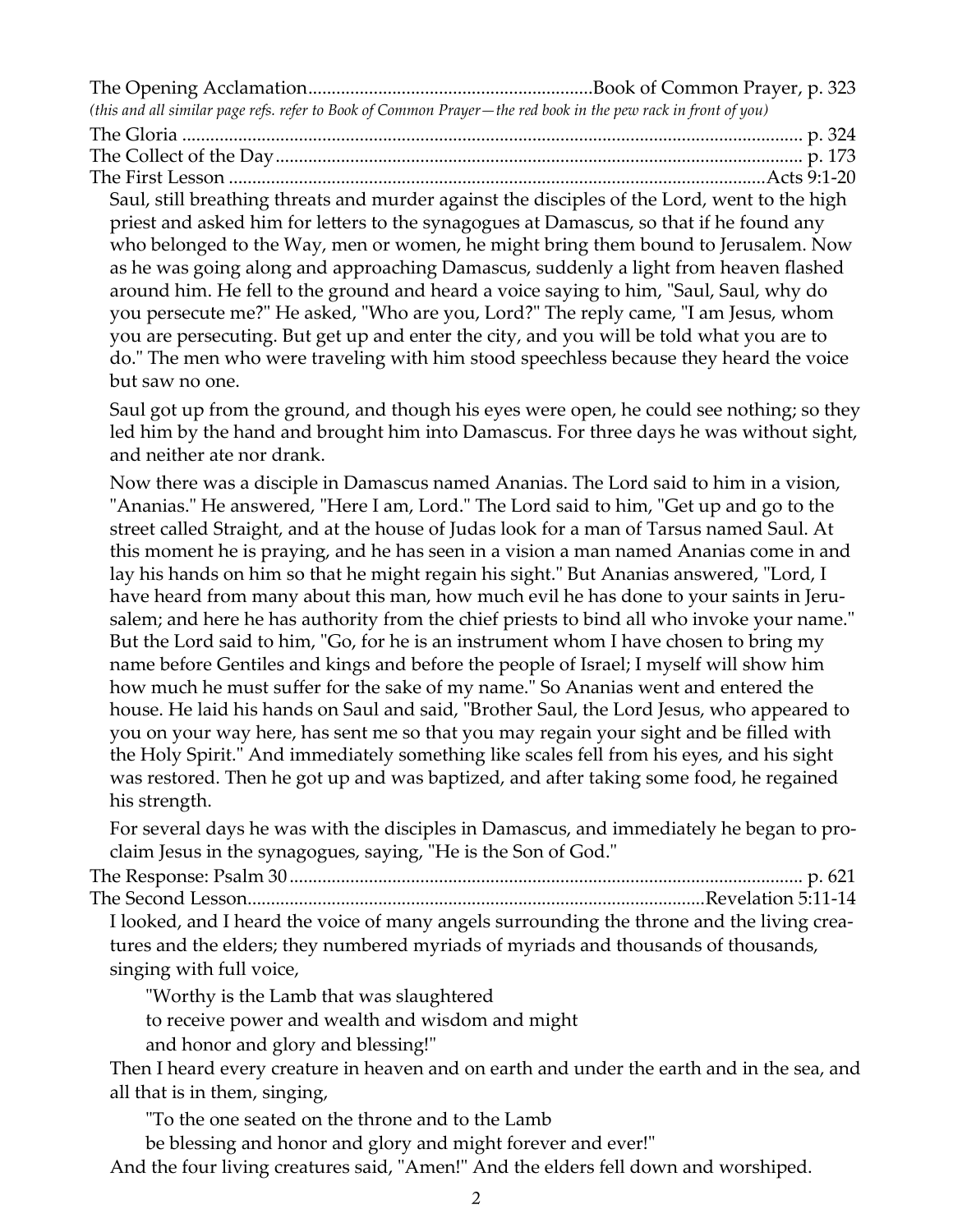The Opening Acclamation........................................................Book of Common Prayer, p. 323

*(this and all similar page refs. refer to Book of Common Prayer—the red book in the pew rack in front of you)*

The Gloria ........................................................................................................ p. 324

The Collect of the Day........................................................................................ p. 173

The First Lesson ................................................................................................Acts 9:1-20

Saul, still breathing threats and murder against the disciples of the Lord, went to the high priest and asked him for letters to the synagogues at Damascus, so that if he found any who belonged to the Way, men or women, he might bring them bound to Jerusalem. Now as he was going along and approaching Damascus, suddenly a light from heaven flashed around him. He fell to the ground and heard a voice saying to him, "Saul, Saul, why do you persecute me?" He asked, "Who are you, Lord?" The reply came, "I am Jesus, whom you are persecuting. But get up and enter the city, and you will be told what you are to do." The men who were traveling with him stood speechless because they heard the voice but saw no one.

Saul got up from the ground, and though his eyes were open, he could see nothing; so they led him by the hand and brought him into Damascus. For three days he was without sight, and neither ate nor drank.

Now there was a disciple in Damascus named Ananias. The Lord said to him in a vision, "Ananias." He answered, "Here I am, Lord." The Lord said to him, "Get up and go to the street called Straight, and at the house of Judas look for a man of Tarsus named Saul. At this moment he is praying, and he has seen in a vision a man named Ananias come in and lay his hands on him so that he might regain his sight." But Ananias answered, "Lord, I have heard from many about this man, how much evil he has done to your saints in Jerusalem; and here he has authority from the chief priests to bind all who invoke your name." But the Lord said to him, "Go, for he is an instrument whom I have chosen to bring my name before Gentiles and kings and before the people of Israel; I myself will show him how much he must suffer for the sake of my name." So Ananias went and entered the house. He laid his hands on Saul and said, "Brother Saul, the Lord Jesus, who appeared to you on your way here, has sent me so that you may regain your sight and be filled with the Holy Spirit." And immediately something like scales fell from his eyes, and his sight was restored. Then he got up and was baptized, and after taking some food, he regained his strength.

For several days he was with the disciples in Damascus, and immediately he began to proclaim Jesus in the synagogues, saying, "He is the Son of God."

The Response: Psalm 30 ............................................................................................ p. 621

The Second Lesson.................................................................................................Revelation 5:11-14

I looked, and I heard the voice of many angels surrounding the throne and the living creatures and the elders; they numbered myriads of myriads and thousands of thousands, singing with full voice,

> "Worthy is the Lamb that was slaughtered
> to receive power and wealth and wisdom and might
> and honor and glory and blessing!"

Then I heard every creature in heaven and on earth and under the earth and in the sea, and all that is in them, singing,

> "To the one seated on the throne and to the Lamb
> be blessing and honor and glory and might forever and ever!"

And the four living creatures said, "Amen!" And the elders fell down and worshiped.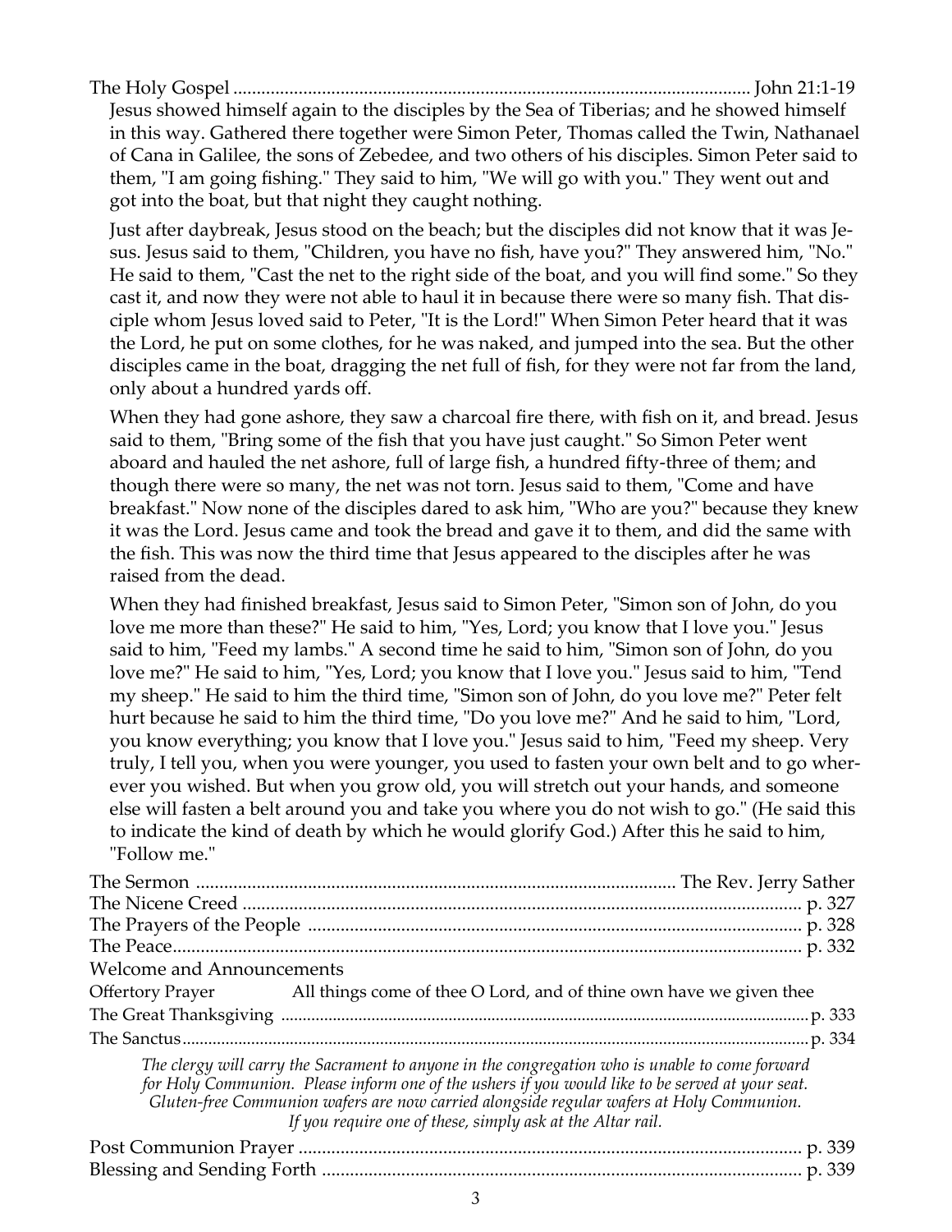The Holy Gospel .............................................................................................................. John 21:1-19

Jesus showed himself again to the disciples by the Sea of Tiberias; and he showed himself in this way. Gathered there together were Simon Peter, Thomas called the Twin, Nathanael of Cana in Galilee, the sons of Zebedee, and two others of his disciples. Simon Peter said to them, "I am going fishing." They said to him, "We will go with you." They went out and got into the boat, but that night they caught nothing.

Just after daybreak, Jesus stood on the beach; but the disciples did not know that it was Jesus. Jesus said to them, "Children, you have no fish, have you?" They answered him, "No." He said to them, "Cast the net to the right side of the boat, and you will find some." So they cast it, and now they were not able to haul it in because there were so many fish. That disciple whom Jesus loved said to Peter, "It is the Lord!" When Simon Peter heard that it was the Lord, he put on some clothes, for he was naked, and jumped into the sea. But the other disciples came in the boat, dragging the net full of fish, for they were not far from the land, only about a hundred yards off.

When they had gone ashore, they saw a charcoal fire there, with fish on it, and bread. Jesus said to them, "Bring some of the fish that you have just caught." So Simon Peter went aboard and hauled the net ashore, full of large fish, a hundred fifty-three of them; and though there were so many, the net was not torn. Jesus said to them, "Come and have breakfast." Now none of the disciples dared to ask him, "Who are you?" because they knew it was the Lord. Jesus came and took the bread and gave it to them, and did the same with the fish. This was now the third time that Jesus appeared to the disciples after he was raised from the dead.

When they had finished breakfast, Jesus said to Simon Peter, "Simon son of John, do you love me more than these?" He said to him, "Yes, Lord; you know that I love you." Jesus said to him, "Feed my lambs." A second time he said to him, "Simon son of John, do you love me?" He said to him, "Yes, Lord; you know that I love you." Jesus said to him, "Tend my sheep." He said to him the third time, "Simon son of John, do you love me?" Peter felt hurt because he said to him the third time, "Do you love me?" And he said to him, "Lord, you know everything; you know that I love you." Jesus said to him, "Feed my sheep. Very truly, I tell you, when you were younger, you used to fasten your own belt and to go wherever you wished. But when you grow old, you will stretch out your hands, and someone else will fasten a belt around you and take you where you do not wish to go." (He said this to indicate the kind of death by which he would glorify God.) After this he said to him, "Follow me."

The Sermon ..................................................................................................... The Rev. Jerry Sather
The Nicene Creed ......................................................................................................... p. 327
The Prayers of the People .......................................................................................... p. 328
The Peace....................................................................................................................... p. 332
Welcome and Announcements
Offertory Prayer      All things come of thee O Lord, and of thine own have we given thee
The Great Thanksgiving .................................................................................................p. 333
The Sanctus.......................................................................................................................p. 334

*The clergy will carry the Sacrament to anyone in the congregation who is unable to come forward for Holy Communion. Please inform one of the ushers if you would like to be served at your seat. Gluten-free Communion wafers are now carried alongside regular wafers at Holy Communion. If you require one of these, simply ask at the Altar rail.*

Post Communion Prayer ............................................................................................. p. 339
Blessing and Sending Forth ....................................................................................... p. 339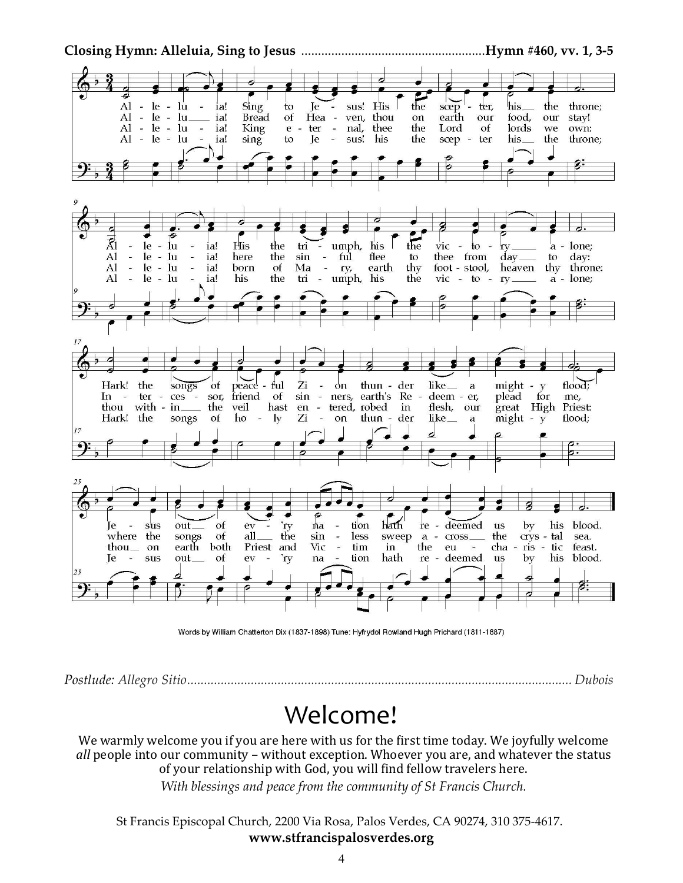**Closing Hymn: Alleluia, Sing to Jesus** ........................................................**Hymn #460, vv. 1, 3-5**

Words by William Chatterton Dix (1837-1898) Tune: Hyfrydol Rowland Hugh Prichard (1811-1887)

*Postlude: Allegro Sitio*.................................................................................................................. *Dubois*

# Welcome!

We warmly welcome you if you are here with us for the first time today. We joyfully welcome *all* people into our community – without exception. Whoever you are, and whatever the status of your relationship with God, you will find fellow travelers here.

*With blessings and peace from the community of St Francis Church.*

St Francis Episcopal Church, 2200 Via Rosa, Palos Verdes, CA 90274, 310 375-4617.
**www.stfrancispalosverdes.org**